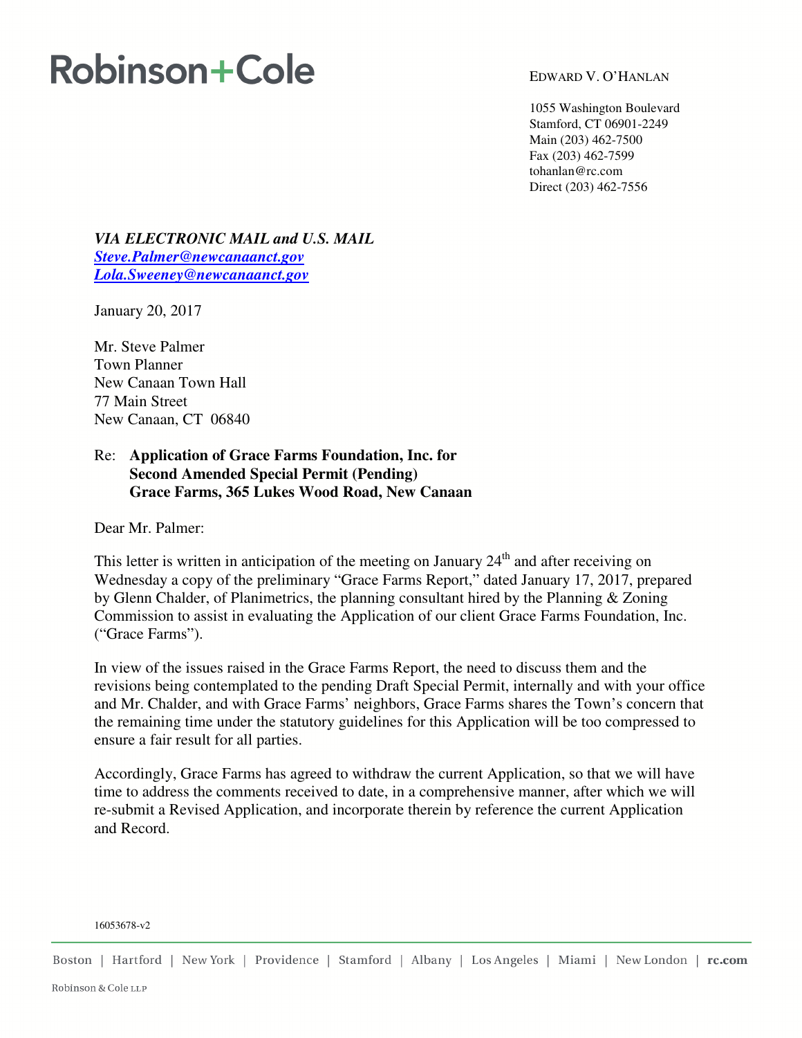# Robinson+Cole

EDWARD V. O'HANLAN

1055 Washington Boulevard
Stamford, CT 06901-2249
Main (203) 462-7500
Fax (203) 462-7599
tohanlan@rc.com
Direct (203) 462-7556

***VIA ELECTRONIC MAIL and U.S. MAIL***
***Steve.Palmer@newcanaanct.gov***
***Lola.Sweeney@newcanaanct.gov***

January 20, 2017

Mr. Steve Palmer
Town Planner
New Canaan Town Hall
77 Main Street
New Canaan, CT 06840

Re: **Application of Grace Farms Foundation, Inc. for Second Amended Special Permit (Pending) Grace Farms, 365 Lukes Wood Road, New Canaan**

Dear Mr. Palmer:

This letter is written in anticipation of the meeting on January 24th and after receiving on Wednesday a copy of the preliminary "Grace Farms Report," dated January 17, 2017, prepared by Glenn Chalder, of Planimetrics, the planning consultant hired by the Planning & Zoning Commission to assist in evaluating the Application of our client Grace Farms Foundation, Inc. ("Grace Farms").

In view of the issues raised in the Grace Farms Report, the need to discuss them and the revisions being contemplated to the pending Draft Special Permit, internally and with your office and Mr. Chalder, and with Grace Farms' neighbors, Grace Farms shares the Town's concern that the remaining time under the statutory guidelines for this Application will be too compressed to ensure a fair result for all parties.

Accordingly, Grace Farms has agreed to withdraw the current Application, so that we will have time to address the comments received to date, in a comprehensive manner, after which we will re-submit a Revised Application, and incorporate therein by reference the current Application and Record.

16053678-v2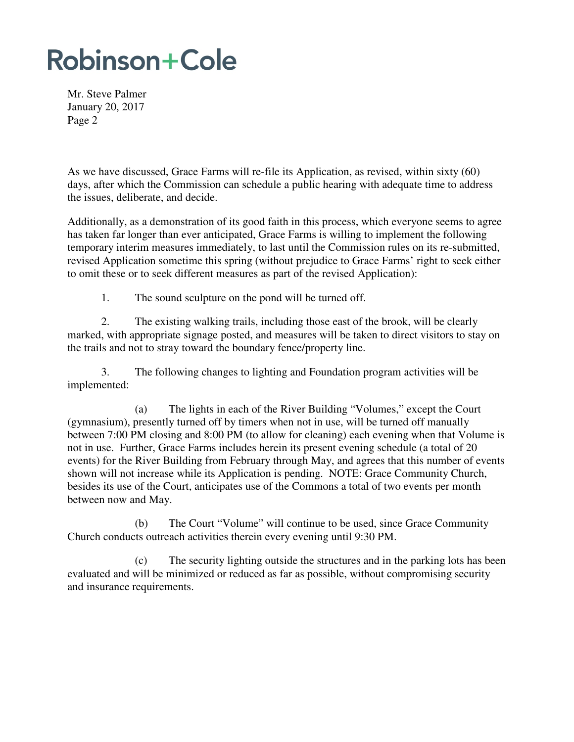As we have discussed, Grace Farms will re-file its Application, as revised, within sixty (60) days, after which the Commission can schedule a public hearing with adequate time to address the issues, deliberate, and decide.

Additionally, as a demonstration of its good faith in this process, which everyone seems to agree has taken far longer than ever anticipated, Grace Farms is willing to implement the following temporary interim measures immediately, to last until the Commission rules on its re-submitted, revised Application sometime this spring (without prejudice to Grace Farms' right to seek either to omit these or to seek different measures as part of the revised Application):

1. The sound sculpture on the pond will be turned off.

2. The existing walking trails, including those east of the brook, will be clearly marked, with appropriate signage posted, and measures will be taken to direct visitors to stay on the trails and not to stray toward the boundary fence/property line.

3. The following changes to lighting and Foundation program activities will be implemented:

   (a) The lights in each of the River Building "Volumes," except the Court (gymnasium), presently turned off by timers when not in use, will be turned off manually between 7:00 PM closing and 8:00 PM (to allow for cleaning) each evening when that Volume is not in use. Further, Grace Farms includes herein its present evening schedule (a total of 20 events) for the River Building from February through May, and agrees that this number of events shown will not increase while its Application is pending. NOTE: Grace Community Church, besides its use of the Court, anticipates use of the Commons a total of two events per month between now and May.

   (b) The Court "Volume" will continue to be used, since Grace Community Church conducts outreach activities therein every evening until 9:30 PM.

   (c) The security lighting outside the structures and in the parking lots has been evaluated and will be minimized or reduced as far as possible, without compromising security and insurance requirements.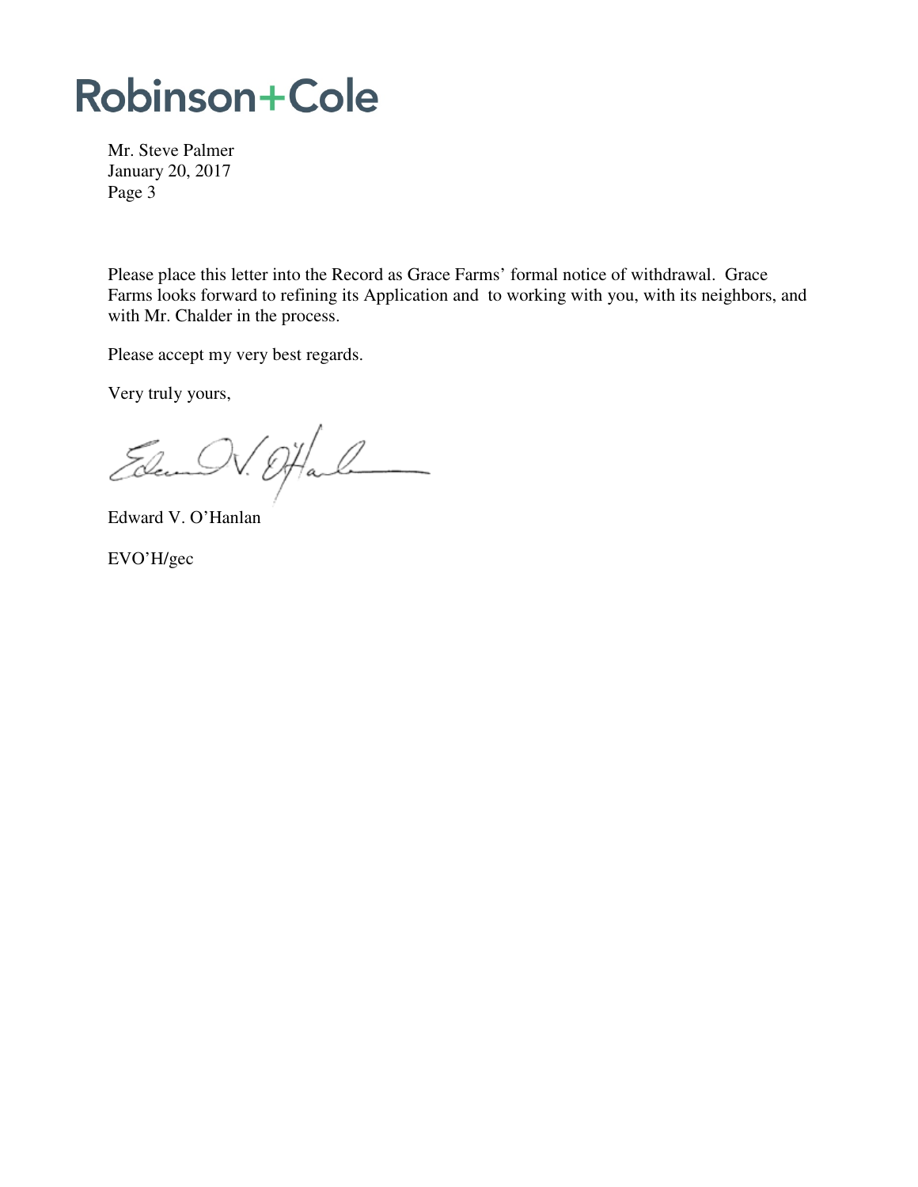Please place this letter into the Record as Grace Farms' formal notice of withdrawal. Grace Farms looks forward to refining its Application and to working with you, with its neighbors, and with Mr. Chalder in the process.

Please accept my very best regards.

Very truly yours,

Edward V. O'Hanlan

EVO'H/gec